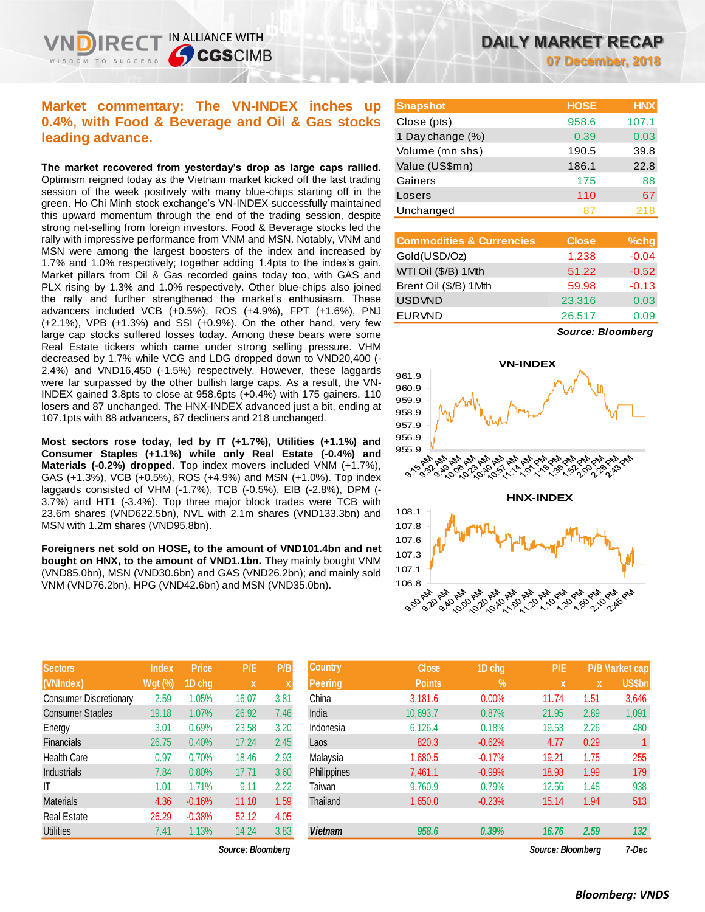# DAILY MARKET RECAP

**07 December, 2018**

## Market commentary: The VN-INDEX inches up 0.4%, with Food & Beverage and Oil & Gas stocks leading advance.

**The market recovered from yesterday's drop as large caps rallied.** Optimism reigned today as the Vietnam market kicked off the last trading session of the week positively with many blue-chips starting off in the green. Ho Chi Minh stock exchange's VN-INDEX successfully maintained this upward momentum through the end of the trading session, despite strong net-selling from foreign investors. Food & Beverage stocks led the rally with impressive performance from VNM and MSN. Notably, VNM and MSN were among the largest boosters of the index and increased by 1.7% and 1.0% respectively; together adding 1.4pts to the index's gain. Market pillars from Oil & Gas recorded gains today too, with GAS and PLX rising by 1.3% and 1.0% respectively. Other blue-chips also joined the rally and further strengthened the market's enthusiasm. These advancers included VCB (+0.5%), ROS (+4.9%), FPT (+1.6%), PNJ (+2.1%), VPB (+1.3%) and SSI (+0.9%). On the other hand, very few large cap stocks suffered losses today. Among these bears were some Real Estate tickers which came under strong selling pressure. VHM decreased by 1.7% while VCG and LDG dropped down to VND20,400 (-2.4%) and VND16,450 (-1.5%) respectively. However, these laggards were far surpassed by the other bullish large caps. As a result, the VN-INDEX gained 3.8pts to close at 958.6pts (+0.4%) with 175 gainers, 110 losers and 87 unchanged. The HNX-INDEX advanced just a bit, ending at 107.1pts with 88 advancers, 67 decliners and 218 unchanged.

**Most sectors rose today, led by IT (+1.7%), Utilities (+1.1%) and Consumer Staples (+1.1%) while only Real Estate (-0.4%) and Materials (-0.2%) dropped.** Top index movers included VNM (+1.7%), GAS (+1.3%), VCB (+0.5%), ROS (+4.9%) and MSN (+1.0%). Top index laggards consisted of VHM (-1.7%), TCB (-0.5%), EIB (-2.8%), DPM (-3.7%) and HT1 (-3.4%). Top three major block trades were TCB with 23.6m shares (VND622.5bn), NVL with 2.1m shares (VND133.3bn) and MSN with 1.2m shares (VND95.8bn).

**Foreigners net sold on HOSE, to the amount of VND101.4bn and net bought on HNX, to the amount of VND1.1bn.** They mainly bought VNM (VND85.0bn), MSN (VND30.6bn) and GAS (VND26.2bn); and mainly sold VNM (VND76.2bn), HPG (VND42.6bn) and MSN (VND35.0bn).

| Snapshot | HOSE | HNX |
|---|---|---|
| Close (pts) | 958.6 | 107.1 |
| 1 Day change (%) | 0.39 | 0.03 |
| Volume (mn shs) | 190.5 | 39.8 |
| Value (US$mn) | 186.1 | 22.8 |
| Gainers | 175 | 88 |
| Losers | 110 | 67 |
| Unchanged | 87 | 218 |

| Commodities & Currencies | Close | %chg |
|---|---|---|
| Gold(USD/Oz) | 1,238 | -0.04 |
| WTI Oil ($/B) 1Mth | 51.22 | -0.52 |
| Brent Oil ($/B) 1Mth | 59.98 | -0.13 |
| USDVND | 23,316 | 0.03 |
| EURVND | 26,517 | 0.09 |

*Source: Bloomberg*

**VN-INDEX**

**HNX-INDEX**

| Sectors (VNIndex) | Index Wgt (%) | Price 1D chg | P/E x | P/B x |
|---|---|---|---|---|
| Consumer Discretionary | 2.59 | 1.05% | 16.07 | 3.81 |
| Consumer Staples | 19.18 | 1.07% | 26.92 | 7.46 |
| Energy | 3.01 | 0.69% | 23.58 | 3.20 |
| Financials | 26.75 | 0.40% | 17.24 | 2.45 |
| Health Care | 0.97 | 0.70% | 18.46 | 2.93 |
| Industrials | 7.84 | 0.80% | 17.71 | 3.60 |
| IT | 1.01 | 1.71% | 9.11 | 2.22 |
| Materials | 4.36 | -0.16% | 11.10 | 1.59 |
| Real Estate | 26.29 | -0.38% | 52.12 | 4.05 |
| Utilities | 7.41 | 1.13% | 14.24 | 3.83 |

*Source: Bloomberg*

| Country Peering | Close Points | 1D chg % | P/E x | P/B x | Market cap US$bn |
|---|---|---|---|---|---|
| China | 3,181.6 | 0.00% | 11.74 | 1.51 | 3,646 |
| India | 10,693.7 | 0.87% | 21.95 | 2.89 | 1,091 |
| Indonesia | 6,126.4 | 0.18% | 19.53 | 2.26 | 480 |
| Laos | 820.3 | -0.62% | 4.77 | 0.29 | 1 |
| Malaysia | 1,680.5 | -0.17% | 19.21 | 1.75 | 255 |
| Philippines | 7,461.1 | -0.99% | 18.93 | 1.99 | 179 |
| Taiwan | 9,760.9 | 0.79% | 12.56 | 1.48 | 938 |
| Thailand | 1,650.0 | -0.23% | 15.14 | 1.94 | 513 |
| ***Vietnam*** | ***958.6*** | ***0.39%*** | ***16.76*** | ***2.59*** | ***132*** |

*Source: Bloomberg* *7-Dec*

***Bloomberg: VNDS***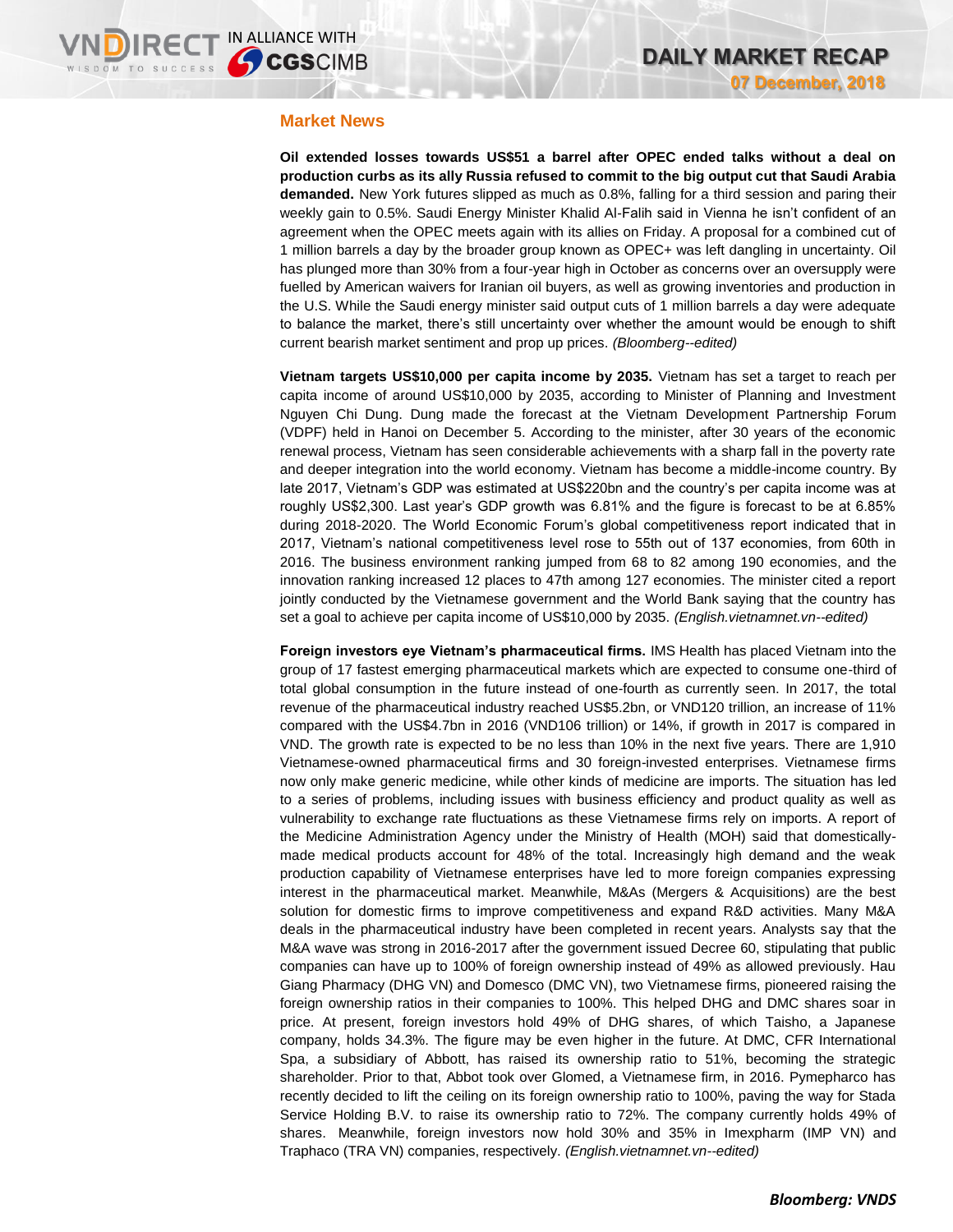## Market News

**Oil extended losses towards US$51 a barrel after OPEC ended talks without a deal on production curbs as its ally Russia refused to commit to the big output cut that Saudi Arabia demanded.** New York futures slipped as much as 0.8%, falling for a third session and paring their weekly gain to 0.5%. Saudi Energy Minister Khalid Al-Falih said in Vienna he isn't confident of an agreement when the OPEC meets again with its allies on Friday. A proposal for a combined cut of 1 million barrels a day by the broader group known as OPEC+ was left dangling in uncertainty. Oil has plunged more than 30% from a four-year high in October as concerns over an oversupply were fuelled by American waivers for Iranian oil buyers, as well as growing inventories and production in the U.S. While the Saudi energy minister said output cuts of 1 million barrels a day were adequate to balance the market, there's still uncertainty over whether the amount would be enough to shift current bearish market sentiment and prop up prices. *(Bloomberg--edited)*

**Vietnam targets US$10,000 per capita income by 2035.** Vietnam has set a target to reach per capita income of around US$10,000 by 2035, according to Minister of Planning and Investment Nguyen Chi Dung. Dung made the forecast at the Vietnam Development Partnership Forum (VDPF) held in Hanoi on December 5. According to the minister, after 30 years of the economic renewal process, Vietnam has seen considerable achievements with a sharp fall in the poverty rate and deeper integration into the world economy. Vietnam has become a middle-income country. By late 2017, Vietnam's GDP was estimated at US$220bn and the country's per capita income was at roughly US$2,300. Last year's GDP growth was 6.81% and the figure is forecast to be at 6.85% during 2018-2020. The World Economic Forum's global competitiveness report indicated that in 2017, Vietnam's national competitiveness level rose to 55th out of 137 economies, from 60th in 2016. The business environment ranking jumped from 68 to 82 among 190 economies, and the innovation ranking increased 12 places to 47th among 127 economies. The minister cited a report jointly conducted by the Vietnamese government and the World Bank saying that the country has set a goal to achieve per capita income of US$10,000 by 2035. *(English.vietnamnet.vn--edited)*

**Foreign investors eye Vietnam's pharmaceutical firms.** IMS Health has placed Vietnam into the group of 17 fastest emerging pharmaceutical markets which are expected to consume one-third of total global consumption in the future instead of one-fourth as currently seen. In 2017, the total revenue of the pharmaceutical industry reached US$5.2bn, or VND120 trillion, an increase of 11% compared with the US$4.7bn in 2016 (VND106 trillion) or 14%, if growth in 2017 is compared in VND. The growth rate is expected to be no less than 10% in the next five years. There are 1,910 Vietnamese-owned pharmaceutical firms and 30 foreign-invested enterprises. Vietnamese firms now only make generic medicine, while other kinds of medicine are imports. The situation has led to a series of problems, including issues with business efficiency and product quality as well as vulnerability to exchange rate fluctuations as these Vietnamese firms rely on imports. A report of the Medicine Administration Agency under the Ministry of Health (MOH) said that domestically-made medical products account for 48% of the total. Increasingly high demand and the weak production capability of Vietnamese enterprises have led to more foreign companies expressing interest in the pharmaceutical market. Meanwhile, M&As (Mergers & Acquisitions) are the best solution for domestic firms to improve competitiveness and expand R&D activities. Many M&A deals in the pharmaceutical industry have been completed in recent years. Analysts say that the M&A wave was strong in 2016-2017 after the government issued Decree 60, stipulating that public companies can have up to 100% of foreign ownership instead of 49% as allowed previously. Hau Giang Pharmacy (DHG VN) and Domesco (DMC VN), two Vietnamese firms, pioneered raising the foreign ownership ratios in their companies to 100%. This helped DHG and DMC shares soar in price. At present, foreign investors hold 49% of DHG shares, of which Taisho, a Japanese company, holds 34.3%. The figure may be even higher in the future. At DMC, CFR International Spa, a subsidiary of Abbott, has raised its ownership ratio to 51%, becoming the strategic shareholder. Prior to that, Abbot took over Glomed, a Vietnamese firm, in 2016. Pymepharco has recently decided to lift the ceiling on its foreign ownership ratio to 100%, paving the way for Stada Service Holding B.V. to raise its ownership ratio to 72%. The company currently holds 49% of shares. Meanwhile, foreign investors now hold 30% and 35% in Imexpharm (IMP VN) and Traphaco (TRA VN) companies, respectively. *(English.vietnamnet.vn--edited)*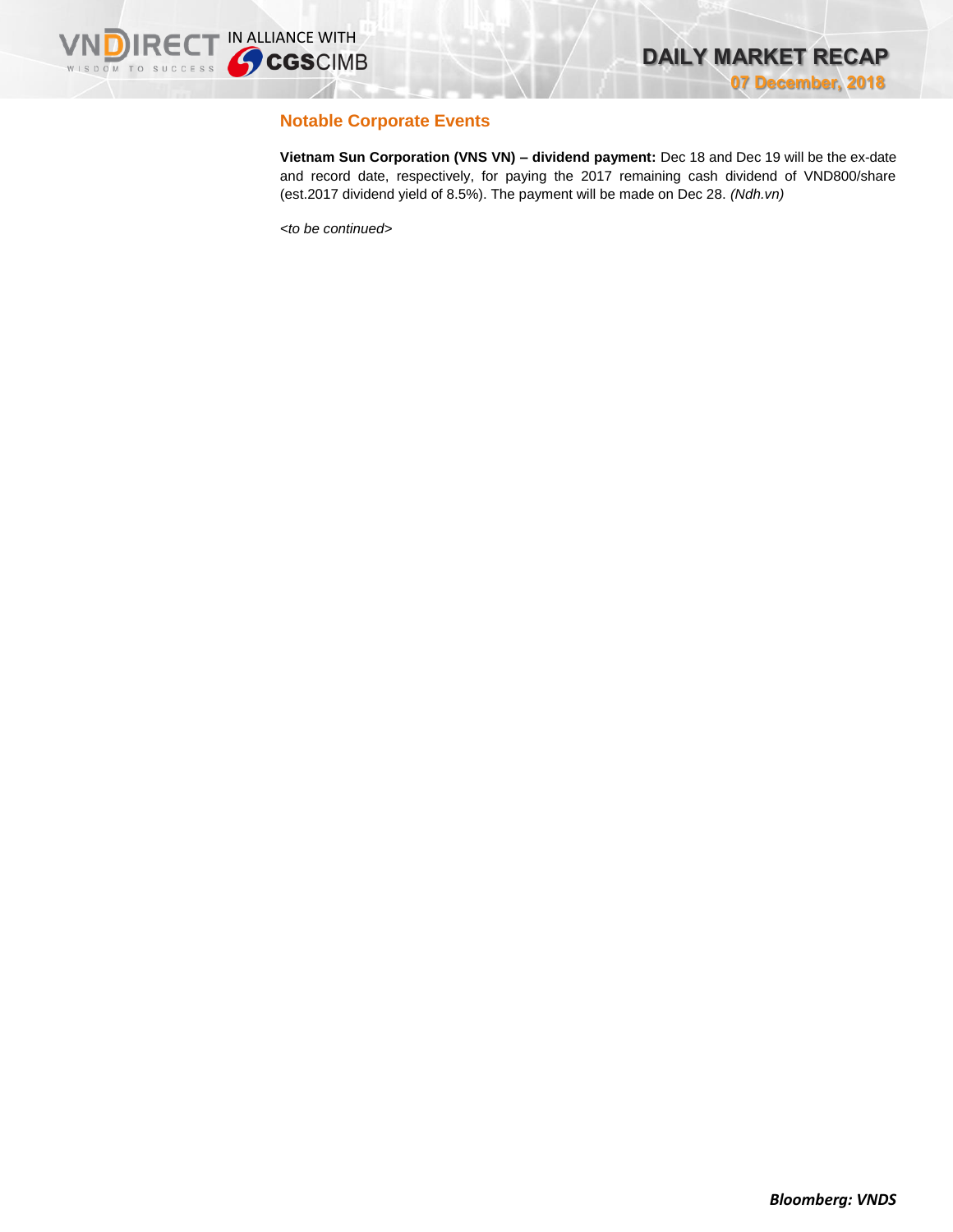## Notable Corporate Events

**Vietnam Sun Corporation (VNS VN) – dividend payment:** Dec 18 and Dec 19 will be the ex-date and record date, respectively, for paying the 2017 remaining cash dividend of VND800/share (est.2017 dividend yield of 8.5%). The payment will be made on Dec 28. *(Ndh.vn)*

*<to be continued>*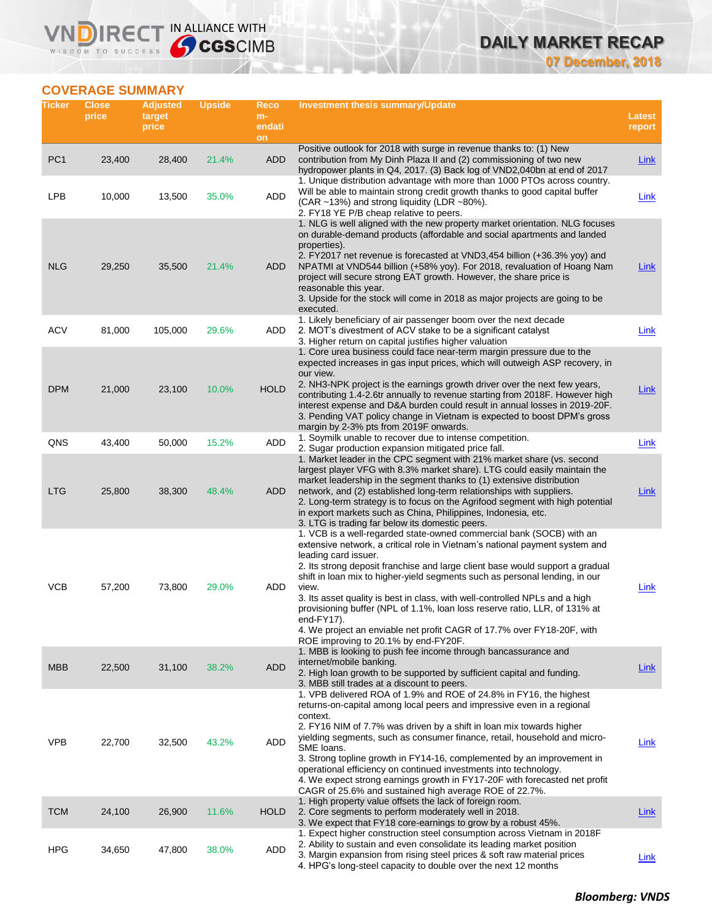## COVERAGE SUMMARY

| Ticker | Close price | Adjusted target price | Upside | Recommendation | Investment thesis summary/Update | Latest report |
|---|---|---|---|---|---|---|
| PC1 | 23,400 | 28,400 | 21.4% | ADD | Positive outlook for 2018 with surge in revenue thanks to: (1) New contribution from My Dinh Plaza II and (2) commissioning of two new hydropower plants in Q4, 2017. (3) Back log of VND2,040bn at end of 2017 | Link |
| LPB | 10,000 | 13,500 | 35.0% | ADD | 1. Unique distribution advantage with more than 1000 PTOs across country. Will be able to maintain strong credit growth thanks to good capital buffer (CAR ~13%) and strong liquidity (LDR ~80%).<br>2. FY18 YE P/B cheap relative to peers. | Link |
| NLG | 29,250 | 35,500 | 21.4% | ADD | 1. NLG is well aligned with the new property market orientation. NLG focuses on durable-demand products (affordable and social apartments and landed properties).<br>2. FY2017 net revenue is forecasted at VND3,454 billion (+36.3% yoy) and NPATMI at VND544 billion (+58% yoy). For 2018, revaluation of Hoang Nam project will secure strong EAT growth. However, the share price is reasonable this year.<br>3. Upside for the stock will come in 2018 as major projects are going to be executed. | Link |
| ACV | 81,000 | 105,000 | 29.6% | ADD | 1. Likely beneficiary of air passenger boom over the next decade<br>2. MOT's divestment of ACV stake to be a significant catalyst<br>3. Higher return on capital justifies higher valuation | Link |
| DPM | 21,000 | 23,100 | 10.0% | HOLD | 1. Core urea business could face near-term margin pressure due to the expected increases in gas input prices, which will outweigh ASP recovery, in our view.<br>2. NH3-NPK project is the earnings growth driver over the next few years, contributing 1.4-2.6tr annually to revenue starting from 2018F. However high interest expense and D&A burden could result in annual losses in 2019-20F.<br>3. Pending VAT policy change in Vietnam is expected to boost DPM's gross margin by 2-3% pts from 2019F onwards. | Link |
| QNS | 43,400 | 50,000 | 15.2% | ADD | 1. Soymilk unable to recover due to intense competition.<br>2. Sugar production expansion mitigated price fall. | Link |
| LTG | 25,800 | 38,300 | 48.4% | ADD | 1. Market leader in the CPC segment with 21% market share (vs. second largest player VFG with 8.3% market share). LTG could easily maintain the market leadership in the segment thanks to (1) extensive distribution network, and (2) established long-term relationships with suppliers.<br>2. Long-term strategy is to focus on the Agrifood segment with high potential in export markets such as China, Philippines, Indonesia, etc.<br>3. LTG is trading far below its domestic peers. | Link |
| VCB | 57,200 | 73,800 | 29.0% | ADD | 1. VCB is a well-regarded state-owned commercial bank (SOCB) with an extensive network, a critical role in Vietnam's national payment system and leading card issuer.<br>2. Its strong deposit franchise and large client base would support a gradual shift in loan mix to higher-yield segments such as personal lending, in our view.<br>3. Its asset quality is best in class, with well-controlled NPLs and a high provisioning buffer (NPL of 1.1%, loan loss reserve ratio, LLR, of 131% at end-FY17).<br>4. We project an enviable net profit CAGR of 17.7% over FY18-20F, with ROE improving to 20.1% by end-FY20F. | Link |
| MBB | 22,500 | 31,100 | 38.2% | ADD | 1. MBB is looking to push fee income through bancassurance and internet/mobile banking.<br>2. High loan growth to be supported by sufficient capital and funding.<br>3. MBB still trades at a discount to peers. | Link |
| VPB | 22,700 | 32,500 | 43.2% | ADD | 1. VPB delivered ROA of 1.9% and ROE of 24.8% in FY16, the highest returns-on-capital among local peers and impressive even in a regional context.<br>2. FY16 NIM of 7.7% was driven by a shift in loan mix towards higher yielding segments, such as consumer finance, retail, household and micro-SME loans.<br>3. Strong topline growth in FY14-16, complemented by an improvement in operational efficiency on continued investments into technology.<br>4. We expect strong earnings growth in FY17-20F with forecasted net profit CAGR of 25.6% and sustained high average ROE of 22.7%. | Link |
| TCM | 24,100 | 26,900 | 11.6% | HOLD | 1. High property value offsets the lack of foreign room.<br>2. Core segments to perform moderately well in 2018.<br>3. We expect that FY18 core-earnings to grow by a robust 45%. | Link |
| HPG | 34,650 | 47,800 | 38.0% | ADD | 1. Expect higher construction steel consumption across Vietnam in 2018F<br>2. Ability to sustain and even consolidate its leading market position<br>3. Margin expansion from rising steel prices & soft raw material prices<br>4. HPG's long-steel capacity to double over the next 12 months | Link |

***Bloomberg: VNDS***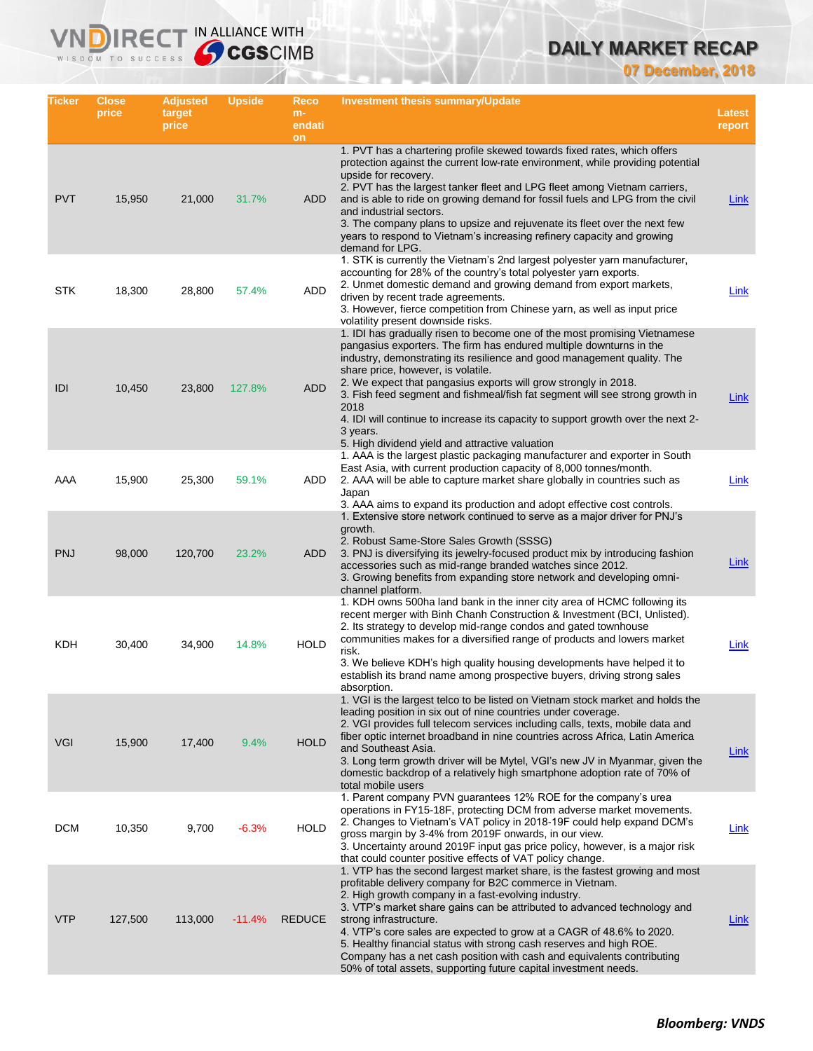| Ticker | Close price | Adjusted target price | Upside | Recom-endation | Investment thesis summary/Update | Latest report |
|---|---|---|---|---|---|---|
| PVT | 15,950 | 21,000 | 31.7% | ADD | 1. PVT has a chartering profile skewed towards fixed rates, which offers protection against the current low-rate environment, while providing potential upside for recovery.<br>2. PVT has the largest tanker fleet and LPG fleet among Vietnam carriers, and is able to ride on growing demand for fossil fuels and LPG from the civil and industrial sectors.<br>3. The company plans to upsize and rejuvenate its fleet over the next few years to respond to Vietnam's increasing refinery capacity and growing demand for LPG. | Link |
| STK | 18,300 | 28,800 | 57.4% | ADD | 1. STK is currently the Vietnam's 2nd largest polyester yarn manufacturer, accounting for 28% of the country's total polyester yarn exports.<br>2. Unmet domestic demand and growing demand from export markets, driven by recent trade agreements.<br>3. However, fierce competition from Chinese yarn, as well as input price volatility present downside risks. | Link |
| IDI | 10,450 | 23,800 | 127.8% | ADD | 1. IDI has gradually risen to become one of the most promising Vietnamese pangasius exporters. The firm has endured multiple downturns in the industry, demonstrating its resilience and good management quality. The share price, however, is volatile.<br>2. We expect that pangasius exports will grow strongly in 2018.<br>3. Fish feed segment and fishmeal/fish fat segment will see strong growth in 2018<br>4. IDI will continue to increase its capacity to support growth over the next 2-3 years.<br>5. High dividend yield and attractive valuation | Link |
| AAA | 15,900 | 25,300 | 59.1% | ADD | 1. AAA is the largest plastic packaging manufacturer and exporter in South East Asia, with current production capacity of 8,000 tonnes/month.<br>2. AAA will be able to capture market share globally in countries such as Japan<br>3. AAA aims to expand its production and adopt effective cost controls. | Link |
| PNJ | 98,000 | 120,700 | 23.2% | ADD | 1. Extensive store network continued to serve as a major driver for PNJ's growth.<br>2. Robust Same-Store Sales Growth (SSSG)<br>3. PNJ is diversifying its jewelry-focused product mix by introducing fashion accessories such as mid-range branded watches since 2012.<br>3. Growing benefits from expanding store network and developing omni-channel platform. | Link |
| KDH | 30,400 | 34,900 | 14.8% | HOLD | 1. KDH owns 500ha land bank in the inner city area of HCMC following its recent merger with Binh Chanh Construction & Investment (BCI, Unlisted).<br>2. Its strategy to develop mid-range condos and gated townhouse communities makes for a diversified range of products and lowers market risk.<br>3. We believe KDH's high quality housing developments have helped it to establish its brand name among prospective buyers, driving strong sales absorption. | Link |
| VGI | 15,900 | 17,400 | 9.4% | HOLD | 1. VGI is the largest telco to be listed on Vietnam stock market and holds the leading position in six out of nine countries under coverage.<br>2. VGI provides full telecom services including calls, texts, mobile data and fiber optic internet broadband in nine countries across Africa, Latin America and Southeast Asia.<br>3. Long term growth driver will be Mytel, VGI's new JV in Myanmar, given the domestic backdrop of a relatively high smartphone adoption rate of 70% of total mobile users | Link |
| DCM | 10,350 | 9,700 | -6.3% | HOLD | 1. Parent company PVN guarantees 12% ROE for the company's urea operations in FY15-18F, protecting DCM from adverse market movements.<br>2. Changes to Vietnam's VAT policy in 2018-19F could help expand DCM's gross margin by 3-4% from 2019F onwards, in our view.<br>3. Uncertainty around 2019F input gas price policy, however, is a major risk that could counter positive effects of VAT policy change. | Link |
| VTP | 127,500 | 113,000 | -11.4% | REDUCE | 1. VTP has the second largest market share, is the fastest growing and most profitable delivery company for B2C commerce in Vietnam.<br>2. High growth company in a fast-evolving industry.<br>3. VTP's market share gains can be attributed to advanced technology and strong infrastructure.<br>4. VTP's core sales are expected to grow at a CAGR of 48.6% to 2020.<br>5. Healthy financial status with strong cash reserves and high ROE. Company has a net cash position with cash and equivalents contributing 50% of total assets, supporting future capital investment needs. | Link |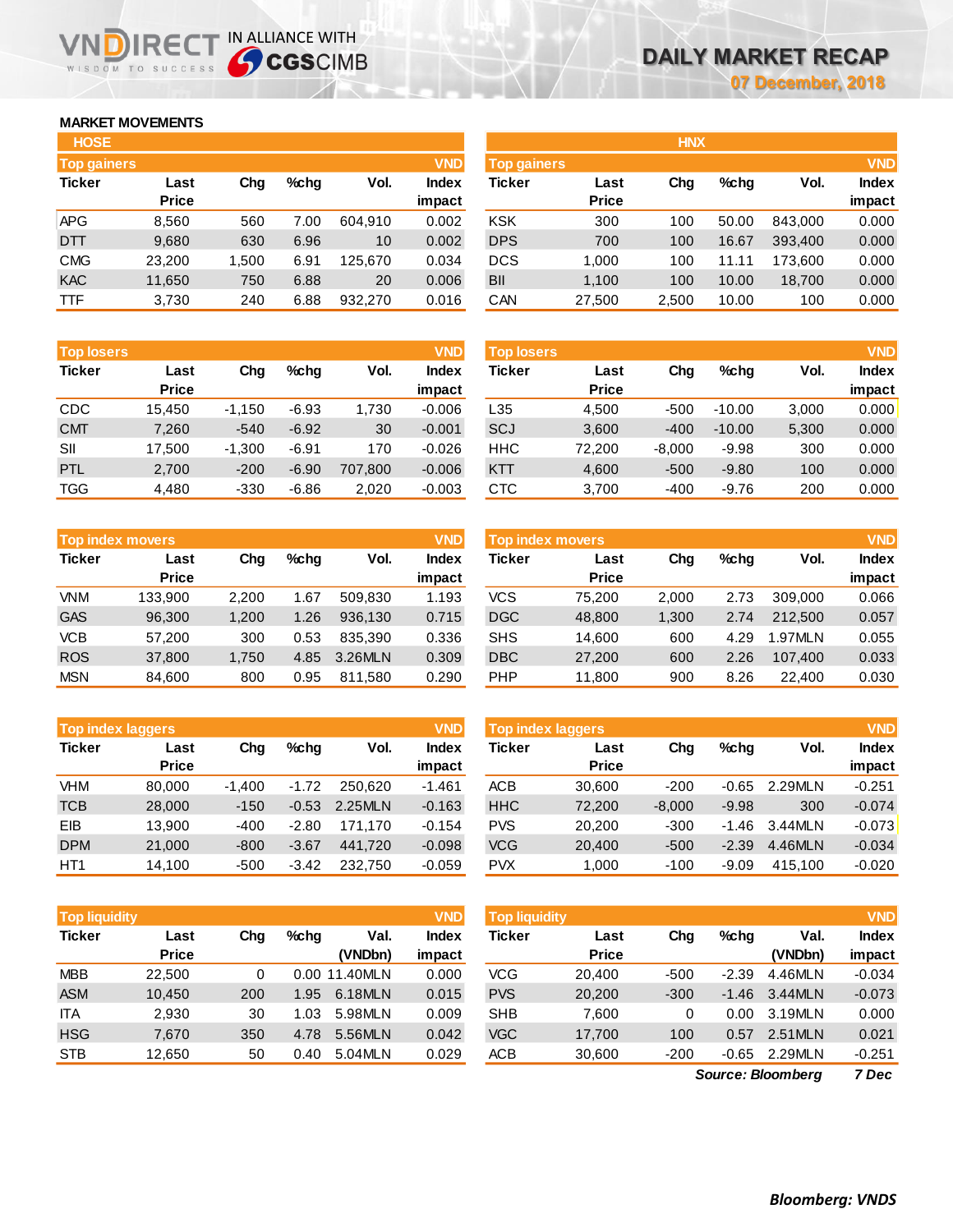# DAILY MARKET RECAP

07 December, 2018

## MARKET MOVEMENTS

### HOSE

**Top gainers** (VND)

| Ticker | Last Price | Chg | %chg | Vol. | Index impact |
|---|---|---|---|---|---|
| APG | 8,560 | 560 | 7.00 | 604,910 | 0.002 |
| DTT | 9,680 | 630 | 6.96 | 10 | 0.002 |
| CMG | 23,200 | 1,500 | 6.91 | 125,670 | 0.034 |
| KAC | 11,650 | 750 | 6.88 | 20 | 0.006 |
| TTF | 3,730 | 240 | 6.88 | 932,270 | 0.016 |

**Top losers** (VND)

| Ticker | Last Price | Chg | %chg | Vol. | Index impact |
|---|---|---|---|---|---|
| CDC | 15,450 | -1,150 | -6.93 | 1,730 | -0.006 |
| CMT | 7,260 | -540 | -6.92 | 30 | -0.001 |
| SII | 17,500 | -1,300 | -6.91 | 170 | -0.026 |
| PTL | 2,700 | -200 | -6.90 | 707,800 | -0.006 |
| TGG | 4,480 | -330 | -6.86 | 2,020 | -0.003 |

**Top index movers** (VND)

| Ticker | Last Price | Chg | %chg | Vol. | Index impact |
|---|---|---|---|---|---|
| VNM | 133,900 | 2,200 | 1.67 | 509,830 | 1.193 |
| GAS | 96,300 | 1,200 | 1.26 | 936,130 | 0.715 |
| VCB | 57,200 | 300 | 0.53 | 835,390 | 0.336 |
| ROS | 37,800 | 1,750 | 4.85 | 3.26MLN | 0.309 |
| MSN | 84,600 | 800 | 0.95 | 811,580 | 0.290 |

**Top index laggers** (VND)

| Ticker | Last Price | Chg | %chg | Vol. | Index impact |
|---|---|---|---|---|---|
| VHM | 80,000 | -1,400 | -1.72 | 250,620 | -1.461 |
| TCB | 28,000 | -150 | -0.53 | 2.25MLN | -0.163 |
| EIB | 13,900 | -400 | -2.80 | 171,170 | -0.154 |
| DPM | 21,000 | -800 | -3.67 | 441,720 | -0.098 |
| HT1 | 14,100 | -500 | -3.42 | 232,750 | -0.059 |

**Top liquidity** (VND)

| Ticker | Last Price | Chg | %chg | Val. (VNDbn) | Index impact |
|---|---|---|---|---|---|
| MBB | 22,500 | 0 | 0.00 | 11.40MLN | 0.000 |
| ASM | 10,450 | 200 | 1.95 | 6.18MLN | 0.015 |
| ITA | 2,930 | 30 | 1.03 | 5.98MLN | 0.009 |
| HSG | 7,670 | 350 | 4.78 | 5.56MLN | 0.042 |
| STB | 12,650 | 50 | 0.40 | 5.04MLN | 0.029 |

### HNX

**Top gainers** (VND)

| Ticker | Last Price | Chg | %chg | Vol. | Index impact |
|---|---|---|---|---|---|
| KSK | 300 | 100 | 50.00 | 843,000 | 0.000 |
| DPS | 700 | 100 | 16.67 | 393,400 | 0.000 |
| DCS | 1,000 | 100 | 11.11 | 173,600 | 0.000 |
| BII | 1,100 | 100 | 10.00 | 18,700 | 0.000 |
| CAN | 27,500 | 2,500 | 10.00 | 100 | 0.000 |

**Top losers** (VND)

| Ticker | Last Price | Chg | %chg | Vol. | Index impact |
|---|---|---|---|---|---|
| L35 | 4,500 | -500 | -10.00 | 3,000 | 0.000 |
| SCJ | 3,600 | -400 | -10.00 | 5,300 | 0.000 |
| HHC | 72,200 | -8,000 | -9.98 | 300 | 0.000 |
| KTT | 4,600 | -500 | -9.80 | 100 | 0.000 |
| CTC | 3,700 | -400 | -9.76 | 200 | 0.000 |

**Top index movers** (VND)

| Ticker | Last Price | Chg | %chg | Vol. | Index impact |
|---|---|---|---|---|---|
| VCS | 75,200 | 2,000 | 2.73 | 309,000 | 0.066 |
| DGC | 48,800 | 1,300 | 2.74 | 212,500 | 0.057 |
| SHS | 14,600 | 600 | 4.29 | 1.97MLN | 0.055 |
| DBC | 27,200 | 600 | 2.26 | 107,400 | 0.033 |
| PHP | 11,800 | 900 | 8.26 | 22,400 | 0.030 |

**Top index laggers** (VND)

| Ticker | Last Price | Chg | %chg | Vol. | Index impact |
|---|---|---|---|---|---|
| ACB | 30,600 | -200 | -0.65 | 2.29MLN | -0.251 |
| HHC | 72,200 | -8,000 | -9.98 | 300 | -0.074 |
| PVS | 20,200 | -300 | -1.46 | 3.44MLN | -0.073 |
| VCG | 20,400 | -500 | -2.39 | 4.46MLN | -0.034 |
| PVX | 1,000 | -100 | -9.09 | 415,100 | -0.020 |

**Top liquidity** (VND)

| Ticker | Last Price | Chg | %chg | Val. (VNDbn) | Index impact |
|---|---|---|---|---|---|
| VCG | 20,400 | -500 | -2.39 | 4.46MLN | -0.034 |
| PVS | 20,200 | -300 | -1.46 | 3.44MLN | -0.073 |
| SHB | 7,600 | 0 | 0.00 | 3.19MLN | 0.000 |
| VGC | 17,700 | 100 | 0.57 | 2.51MLN | 0.021 |
| ACB | 30,600 | -200 | -0.65 | 2.29MLN | -0.251 |

*Source: Bloomberg* *7 Dec*

***Bloomberg: VNDS***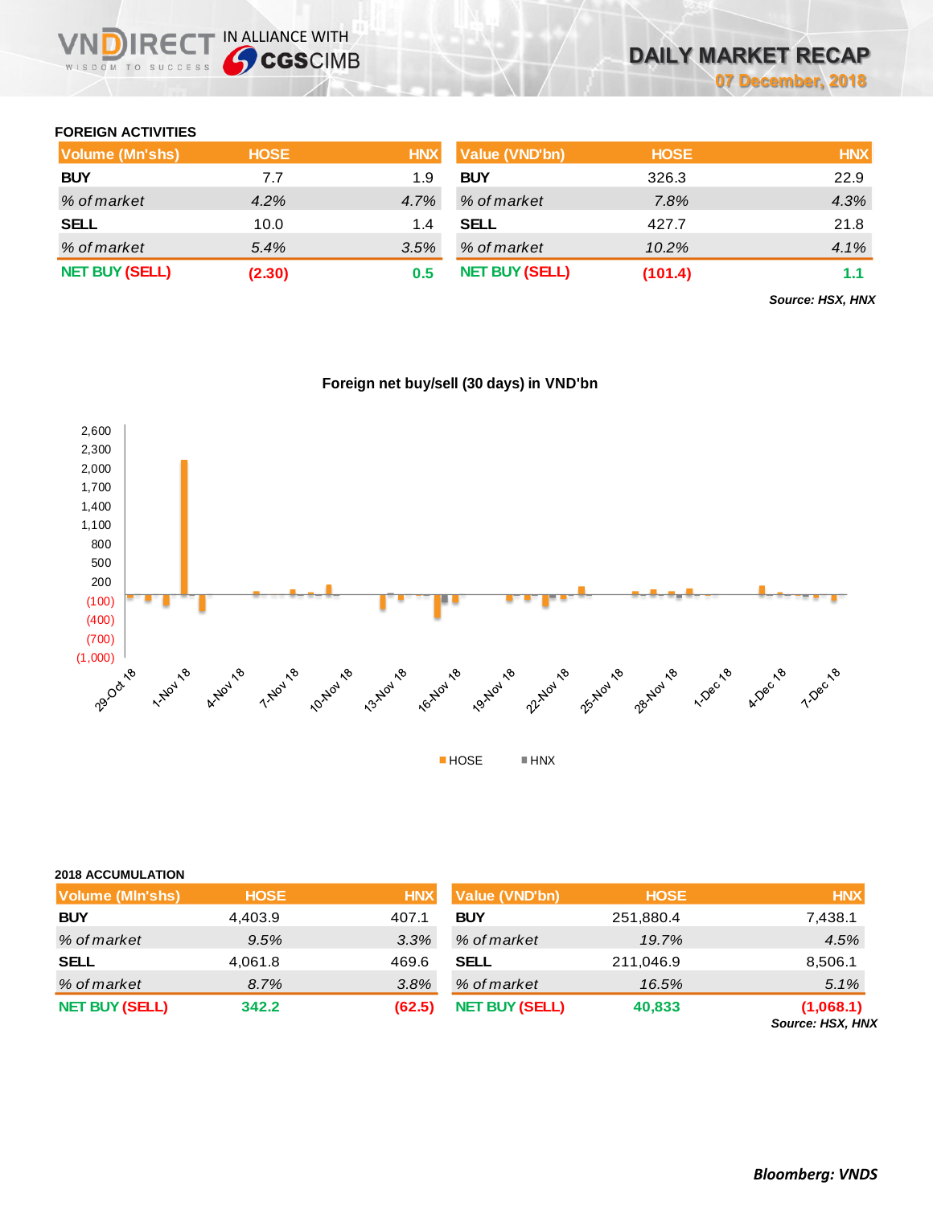## FOREIGN ACTIVITIES

| Volume (Mn'shs) | HOSE | HNX |
|---|---|---|
| **BUY** | 7.7 | 1.9 |
| *% of market* | *4.2%* | *4.7%* |
| **SELL** | 10.0 | 1.4 |
| *% of market* | *5.4%* | *3.5%* |
| **NET BUY (SELL)** | **(2.30)** | **0.5** |

| Value (VND'bn) | HOSE | HNX |
|---|---|---|
| **BUY** | 326.3 | 22.9 |
| *% of market* | *7.8%* | *4.3%* |
| **SELL** | 427.7 | 21.8 |
| *% of market* | *10.2%* | *4.1%* |
| **NET BUY (SELL)** | **(101.4)** | **1.1** |

***Source: HSX, HNX***

**Foreign net buy/sell (30 days) in VND'bn**

## 2018 ACCUMULATION

| Volume (Mln'shs) | HOSE | HNX |
|---|---|---|
| **BUY** | 4,403.9 | 407.1 |
| *% of market* | *9.5%* | *3.3%* |
| **SELL** | 4,061.8 | 469.6 |
| *% of market* | *8.7%* | *3.8%* |
| **NET BUY (SELL)** | **342.2** | **(62.5)** |

| Value (VND'bn) | HOSE | HNX |
|---|---|---|
| **BUY** | 251,880.4 | 7,438.1 |
| *% of market* | *19.7%* | *4.5%* |
| **SELL** | 211,046.9 | 8,506.1 |
| *% of market* | *16.5%* | *5.1%* |
| **NET BUY (SELL)** | **40,833** | **(1,068.1)** |

***Source: HSX, HNX***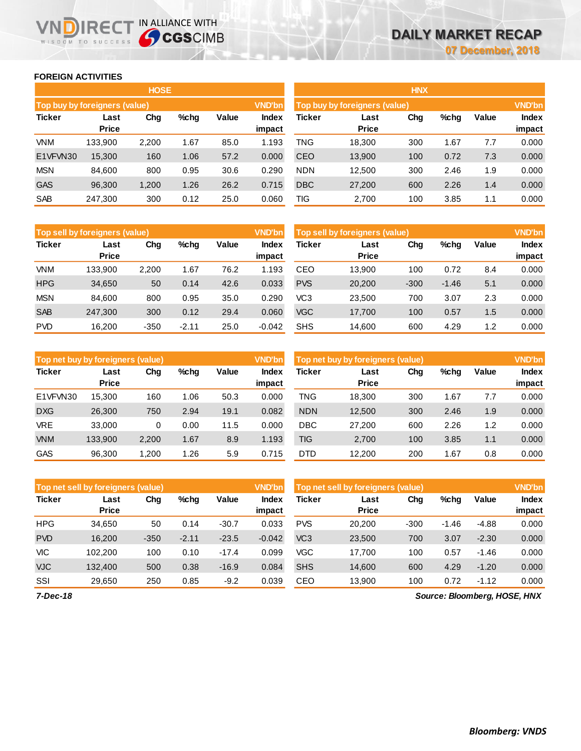## FOREIGN ACTIVITIES

### HOSE

| Top buy by foreigners (value) | | | | | VND'bn |
|---|---|---|---|---|---|
| Ticker | Last Price | Chg | %chg | Value | Index impact |
| VNM | 133,900 | 2,200 | 1.67 | 85.0 | 1.193 |
| E1VFVN30 | 15,300 | 160 | 1.06 | 57.2 | 0.000 |
| MSN | 84,600 | 800 | 0.95 | 30.6 | 0.290 |
| GAS | 96,300 | 1,200 | 1.26 | 26.2 | 0.715 |
| SAB | 247,300 | 300 | 0.12 | 25.0 | 0.060 |

| Top sell by foreigners (value) | | | | | VND'bn |
|---|---|---|---|---|---|
| Ticker | Last Price | Chg | %chg | Value | Index impact |
| VNM | 133,900 | 2,200 | 1.67 | 76.2 | 1.193 |
| HPG | 34,650 | 50 | 0.14 | 42.6 | 0.033 |
| MSN | 84,600 | 800 | 0.95 | 35.0 | 0.290 |
| SAB | 247,300 | 300 | 0.12 | 29.4 | 0.060 |
| PVD | 16,200 | -350 | -2.11 | 25.0 | -0.042 |

| Top net buy by foreigners (value) | | | | | VND'bn |
|---|---|---|---|---|---|
| Ticker | Last Price | Chg | %chg | Value | Index impact |
| E1VFVN30 | 15,300 | 160 | 1.06 | 50.3 | 0.000 |
| DXG | 26,300 | 750 | 2.94 | 19.1 | 0.082 |
| VRE | 33,000 | 0 | 0.00 | 11.5 | 0.000 |
| VNM | 133,900 | 2,200 | 1.67 | 8.9 | 1.193 |
| GAS | 96,300 | 1,200 | 1.26 | 5.9 | 0.715 |

| Top net sell by foreigners (value) | | | | | VND'bn |
|---|---|---|---|---|---|
| Ticker | Last Price | Chg | %chg | Value | Index impact |
| HPG | 34,650 | 50 | 0.14 | -30.7 | 0.033 |
| PVD | 16,200 | -350 | -2.11 | -23.5 | -0.042 |
| VIC | 102,200 | 100 | 0.10 | -17.4 | 0.099 |
| VJC | 132,400 | 500 | 0.38 | -16.9 | 0.084 |
| SSI | 29,650 | 250 | 0.85 | -9.2 | 0.039 |

### HNX

| Top buy by foreigners (value) | | | | | VND'bn |
|---|---|---|---|---|---|
| Ticker | Last Price | Chg | %chg | Value | Index impact |
| TNG | 18,300 | 300 | 1.67 | 7.7 | 0.000 |
| CEO | 13,900 | 100 | 0.72 | 7.3 | 0.000 |
| NDN | 12,500 | 300 | 2.46 | 1.9 | 0.000 |
| DBC | 27,200 | 600 | 2.26 | 1.4 | 0.000 |
| TIG | 2,700 | 100 | 3.85 | 1.1 | 0.000 |

| Top sell by foreigners (value) | | | | | VND'bn |
|---|---|---|---|---|---|
| Ticker | Last Price | Chg | %chg | Value | Index impact |
| CEO | 13,900 | 100 | 0.72 | 8.4 | 0.000 |
| PVS | 20,200 | -300 | -1.46 | 5.1 | 0.000 |
| VC3 | 23,500 | 700 | 3.07 | 2.3 | 0.000 |
| VGC | 17,700 | 100 | 0.57 | 1.5 | 0.000 |
| SHS | 14,600 | 600 | 4.29 | 1.2 | 0.000 |

| Top net buy by foreigners (value) | | | | | VND'bn |
|---|---|---|---|---|---|
| Ticker | Last Price | Chg | %chg | Value | Index impact |
| TNG | 18,300 | 300 | 1.67 | 7.7 | 0.000 |
| NDN | 12,500 | 300 | 2.46 | 1.9 | 0.000 |
| DBC | 27,200 | 600 | 2.26 | 1.2 | 0.000 |
| TIG | 2,700 | 100 | 3.85 | 1.1 | 0.000 |
| DTD | 12,200 | 200 | 1.67 | 0.8 | 0.000 |

| Top net sell by foreigners (value) | | | | | VND'bn |
|---|---|---|---|---|---|
| Ticker | Last Price | Chg | %chg | Value | Index impact |
| PVS | 20,200 | -300 | -1.46 | -4.88 | 0.000 |
| VC3 | 23,500 | 700 | 3.07 | -2.30 | 0.000 |
| VGC | 17,700 | 100 | 0.57 | -1.46 | 0.000 |
| SHS | 14,600 | 600 | 4.29 | -1.20 | 0.000 |
| CEO | 13,900 | 100 | 0.72 | -1.12 | 0.000 |

*7-Dec-18*

*Source: Bloomberg, HOSE, HNX*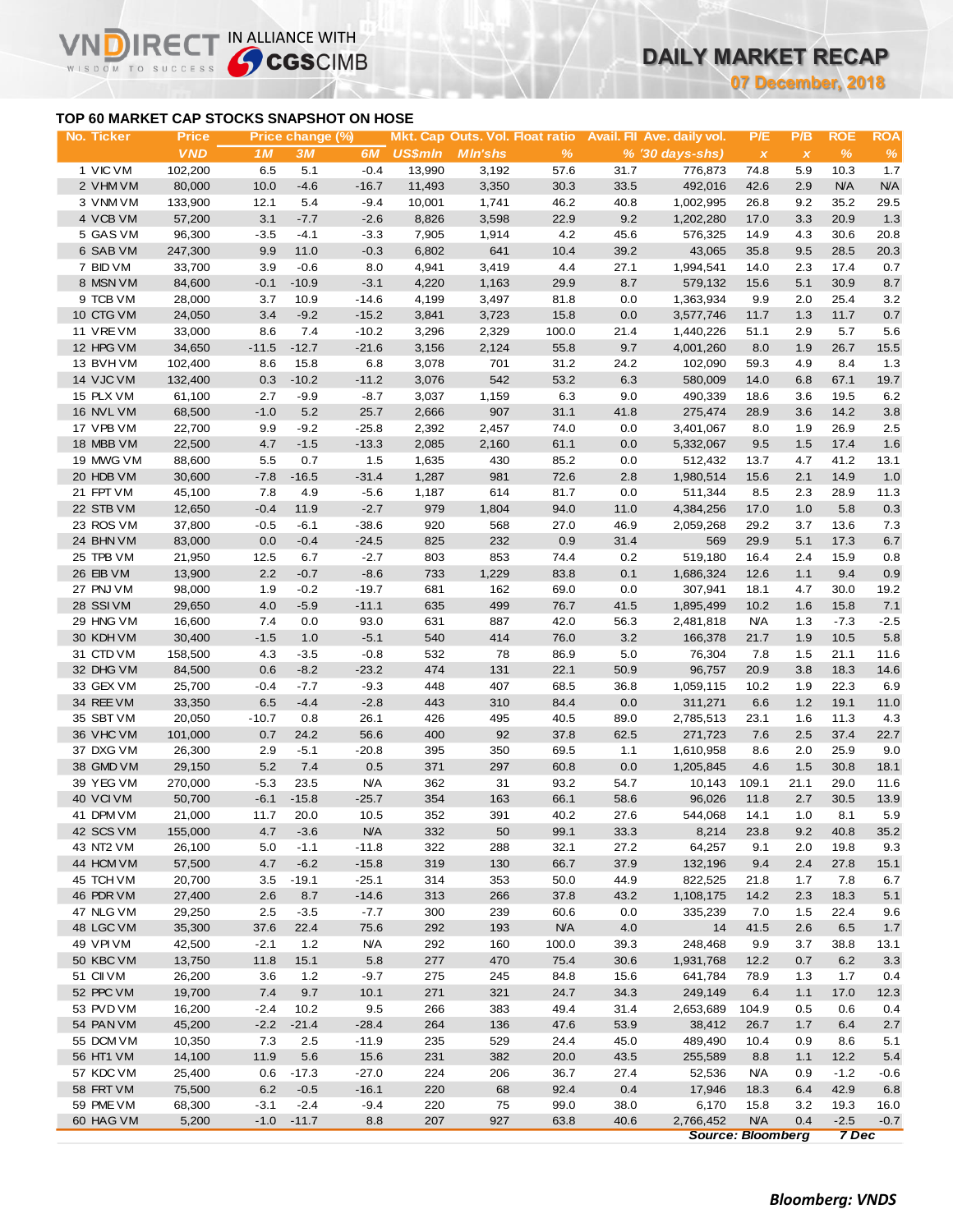VNDIRECT IN ALLIANCE WITH CGSCIMB

# DAILY MARKET RECAP

**07 December, 2018**

## TOP 60 MARKET CAP STOCKS SNAPSHOT ON HOSE

| No. | Ticker | Price | Price change (%) | | | Mkt. Cap | Outs. Vol. | Float ratio | Avail. FII | Ave. daily vol. | P/E | P/B | ROE | ROA |
|---|---|---|---|---|---|---|---|---|---|---|---|---|---|---|
| | | VND | 1M | 3M | 6M | US$mln | Mln'shs | % | % | '30 days-shs) | x | x | % | % |
| 1 | VIC VM | 102,200 | 6.5 | 5.1 | -0.4 | 13,990 | 3,192 | 57.6 | 31.7 | 776,873 | 74.8 | 5.9 | 10.3 | 1.7 |
| 2 | VHM VM | 80,000 | 10.0 | -4.6 | -16.7 | 11,493 | 3,350 | 30.3 | 33.5 | 492,016 | 42.6 | 2.9 | N/A | N/A |
| 3 | VNM VM | 133,900 | 12.1 | 5.4 | -9.4 | 10,001 | 1,741 | 46.2 | 40.8 | 1,002,995 | 26.8 | 9.2 | 35.2 | 29.5 |
| 4 | VCB VM | 57,200 | 3.1 | -7.7 | -2.6 | 8,826 | 3,598 | 22.9 | 9.2 | 1,202,280 | 17.0 | 3.3 | 20.9 | 1.3 |
| 5 | GAS VM | 96,300 | -3.5 | -4.1 | -3.3 | 7,905 | 1,914 | 4.2 | 45.6 | 576,325 | 14.9 | 4.3 | 30.6 | 20.8 |
| 6 | SAB VM | 247,300 | 9.9 | 11.0 | -0.3 | 6,802 | 641 | 10.4 | 39.2 | 43,065 | 35.8 | 9.5 | 28.5 | 20.3 |
| 7 | BID VM | 33,700 | 3.9 | -0.6 | 8.0 | 4,941 | 3,419 | 4.4 | 27.1 | 1,994,541 | 14.0 | 2.3 | 17.4 | 0.7 |
| 8 | MSN VM | 84,600 | -0.1 | -10.9 | -3.1 | 4,220 | 1,163 | 29.9 | 8.7 | 579,132 | 15.6 | 5.1 | 30.9 | 8.7 |
| 9 | TCB VM | 28,000 | 3.7 | 10.9 | -14.6 | 4,199 | 3,497 | 81.8 | 0.0 | 1,363,934 | 9.9 | 2.0 | 25.4 | 3.2 |
| 10 | CTG VM | 24,050 | 3.4 | -9.2 | -15.2 | 3,841 | 3,723 | 15.8 | 0.0 | 3,577,746 | 11.7 | 1.3 | 11.7 | 0.7 |
| 11 | VRE VM | 33,000 | 8.6 | 7.4 | -10.2 | 3,296 | 2,329 | 100.0 | 21.4 | 1,440,226 | 51.1 | 2.9 | 5.7 | 5.6 |
| 12 | HPG VM | 34,650 | -11.5 | -12.7 | -21.6 | 3,156 | 2,124 | 55.8 | 9.7 | 4,001,260 | 8.0 | 1.9 | 26.7 | 15.5 |
| 13 | BVH VM | 102,400 | 8.6 | 15.8 | 6.8 | 3,078 | 701 | 31.2 | 24.2 | 102,090 | 59.3 | 4.9 | 8.4 | 1.3 |
| 14 | VJC VM | 132,400 | 0.3 | -10.2 | -11.2 | 3,076 | 542 | 53.2 | 6.3 | 580,009 | 14.0 | 6.8 | 67.1 | 19.7 |
| 15 | PLX VM | 61,100 | 2.7 | -9.9 | -8.7 | 3,037 | 1,159 | 6.3 | 9.0 | 490,339 | 18.6 | 3.6 | 19.5 | 6.2 |
| 16 | NVL VM | 68,500 | -1.0 | 5.2 | 25.7 | 2,666 | 907 | 31.1 | 41.8 | 275,474 | 28.9 | 3.6 | 14.2 | 3.8 |
| 17 | VPB VM | 22,700 | 9.9 | -9.2 | -25.8 | 2,392 | 2,457 | 74.0 | 0.0 | 3,401,067 | 8.0 | 1.9 | 26.9 | 2.5 |
| 18 | MBB VM | 22,500 | 4.7 | -1.5 | -13.3 | 2,085 | 2,160 | 61.1 | 0.0 | 5,332,067 | 9.5 | 1.5 | 17.4 | 1.6 |
| 19 | MWG VM | 88,600 | 5.5 | 0.7 | 1.5 | 1,635 | 430 | 85.2 | 0.0 | 512,432 | 13.7 | 4.7 | 41.2 | 13.1 |
| 20 | HDB VM | 30,600 | -7.8 | -16.5 | -31.4 | 1,287 | 981 | 72.6 | 2.8 | 1,980,514 | 15.6 | 2.1 | 14.9 | 1.0 |
| 21 | FPT VM | 45,100 | 7.8 | 4.9 | -5.6 | 1,187 | 614 | 81.7 | 0.0 | 511,344 | 8.5 | 2.3 | 28.9 | 11.3 |
| 22 | STB VM | 12,650 | -0.4 | 11.9 | -2.7 | 979 | 1,804 | 94.0 | 11.0 | 4,384,256 | 17.0 | 1.0 | 5.8 | 0.3 |
| 23 | ROS VM | 37,800 | -0.5 | -6.1 | -38.6 | 920 | 568 | 27.0 | 46.9 | 2,059,268 | 29.2 | 3.7 | 13.6 | 7.3 |
| 24 | BHN VM | 83,000 | 0.0 | -0.4 | -24.5 | 825 | 232 | 0.9 | 31.4 | 569 | 29.9 | 5.1 | 17.3 | 6.7 |
| 25 | TPB VM | 21,950 | 12.5 | 6.7 | -2.7 | 803 | 853 | 74.4 | 0.2 | 519,180 | 16.4 | 2.4 | 15.9 | 0.8 |
| 26 | EIB VM | 13,900 | 2.2 | -0.7 | -8.6 | 733 | 1,229 | 83.8 | 0.1 | 1,686,324 | 12.6 | 1.1 | 9.4 | 0.9 |
| 27 | PNJ VM | 98,000 | 1.9 | -0.2 | -19.7 | 681 | 162 | 69.0 | 0.0 | 307,941 | 18.1 | 4.7 | 30.0 | 19.2 |
| 28 | SSI VM | 29,650 | 4.0 | -5.9 | -11.1 | 635 | 499 | 76.7 | 41.5 | 1,895,499 | 10.2 | 1.6 | 15.8 | 7.1 |
| 29 | HNG VM | 16,600 | 7.4 | 0.0 | 93.0 | 631 | 887 | 42.0 | 56.3 | 2,481,818 | N/A | 1.3 | -7.3 | -2.5 |
| 30 | KDH VM | 30,400 | -1.5 | 1.0 | -5.1 | 540 | 414 | 76.0 | 3.2 | 166,378 | 21.7 | 1.9 | 10.5 | 5.8 |
| 31 | CTD VM | 158,500 | 4.3 | -3.5 | -0.8 | 532 | 78 | 86.9 | 5.0 | 76,304 | 7.8 | 1.5 | 21.1 | 11.6 |
| 32 | DHG VM | 84,500 | 0.6 | -8.2 | -23.2 | 474 | 131 | 22.1 | 50.9 | 96,757 | 20.9 | 3.8 | 18.3 | 14.6 |
| 33 | GEX VM | 25,700 | -0.4 | -7.7 | -9.3 | 448 | 407 | 68.5 | 36.8 | 1,059,115 | 10.2 | 1.9 | 22.3 | 6.9 |
| 34 | REE VM | 33,350 | 6.5 | -4.4 | -2.8 | 443 | 310 | 84.4 | 0.0 | 311,271 | 6.6 | 1.2 | 19.1 | 11.0 |
| 35 | SBT VM | 20,050 | -10.7 | 0.8 | 26.1 | 426 | 495 | 40.5 | 89.0 | 2,785,513 | 23.1 | 1.6 | 11.3 | 4.3 |
| 36 | VHC VM | 101,000 | 0.7 | 24.2 | 56.6 | 400 | 92 | 37.8 | 62.5 | 271,723 | 7.6 | 2.5 | 37.4 | 22.7 |
| 37 | DXG VM | 26,300 | 2.9 | -5.1 | -20.8 | 395 | 350 | 69.5 | 1.1 | 1,610,958 | 8.6 | 2.0 | 25.9 | 9.0 |
| 38 | GMD VM | 29,150 | 5.2 | 7.4 | 0.5 | 371 | 297 | 60.8 | 0.0 | 1,205,845 | 4.6 | 1.5 | 30.8 | 18.1 |
| 39 | YEG VM | 270,000 | -5.3 | 23.5 | N/A | 362 | 31 | 93.2 | 54.7 | 10,143 | 109.1 | 21.1 | 29.0 | 11.6 |
| 40 | VCI VM | 50,700 | -6.1 | -15.8 | -25.7 | 354 | 163 | 66.1 | 58.6 | 96,026 | 11.8 | 2.7 | 30.5 | 13.9 |
| 41 | DPM VM | 21,000 | 11.7 | 20.0 | 10.5 | 352 | 391 | 40.2 | 27.6 | 544,068 | 14.1 | 1.0 | 8.1 | 5.9 |
| 42 | SCS VM | 155,000 | 4.7 | -3.6 | N/A | 332 | 50 | 99.1 | 33.3 | 8,214 | 23.8 | 9.2 | 40.8 | 35.2 |
| 43 | NT2 VM | 26,100 | 5.0 | -1.1 | -11.8 | 322 | 288 | 32.1 | 27.2 | 64,257 | 9.1 | 2.0 | 19.8 | 9.3 |
| 44 | HCM VM | 57,500 | 4.7 | -6.2 | -15.8 | 319 | 130 | 66.7 | 37.9 | 132,196 | 9.4 | 2.4 | 27.8 | 15.1 |
| 45 | TCH VM | 20,700 | 3.5 | -19.1 | -25.1 | 314 | 353 | 50.0 | 44.9 | 822,525 | 21.8 | 1.7 | 7.8 | 6.7 |
| 46 | PDR VM | 27,400 | 2.6 | 8.7 | -14.6 | 313 | 266 | 37.8 | 43.2 | 1,108,175 | 14.2 | 2.3 | 18.3 | 5.1 |
| 47 | NLG VM | 29,250 | 2.5 | -3.5 | -7.7 | 300 | 239 | 60.6 | 0.0 | 335,239 | 7.0 | 1.5 | 22.4 | 9.6 |
| 48 | LGC VM | 35,300 | 37.6 | 22.4 | 75.6 | 292 | 193 | N/A | 4.0 | 14 | 41.5 | 2.6 | 6.5 | 1.7 |
| 49 | VPI VM | 42,500 | -2.1 | 1.2 | N/A | 292 | 160 | 100.0 | 39.3 | 248,468 | 9.9 | 3.7 | 38.8 | 13.1 |
| 50 | KBC VM | 13,750 | 11.8 | 15.1 | 5.8 | 277 | 470 | 75.4 | 30.6 | 1,931,768 | 12.2 | 0.7 | 6.2 | 3.3 |
| 51 | CII VM | 26,200 | 3.6 | 1.2 | -9.7 | 275 | 245 | 84.8 | 15.6 | 641,784 | 78.9 | 1.3 | 1.7 | 0.4 |
| 52 | PPC VM | 19,700 | 7.4 | 9.7 | 10.1 | 271 | 321 | 24.7 | 34.3 | 249,149 | 6.4 | 1.1 | 17.0 | 12.3 |
| 53 | PVD VM | 16,200 | -2.4 | 10.2 | 9.5 | 266 | 383 | 49.4 | 31.4 | 2,653,689 | 104.9 | 0.5 | 0.6 | 0.4 |
| 54 | PAN VM | 45,200 | -2.2 | -21.4 | -28.4 | 264 | 136 | 47.6 | 53.9 | 38,412 | 26.7 | 1.7 | 6.4 | 2.7 |
| 55 | DCM VM | 10,350 | 7.3 | 2.5 | -11.9 | 235 | 529 | 24.4 | 45.0 | 489,490 | 10.4 | 0.9 | 8.6 | 5.1 |
| 56 | HT1 VM | 14,100 | 11.9 | 5.6 | 15.6 | 231 | 382 | 20.0 | 43.5 | 255,589 | 8.8 | 1.1 | 12.2 | 5.4 |
| 57 | KDC VM | 25,400 | 0.6 | -17.3 | -27.0 | 224 | 206 | 36.7 | 27.4 | 52,536 | N/A | 0.9 | -1.2 | -0.6 |
| 58 | FRT VM | 75,500 | 6.2 | -0.5 | -16.1 | 220 | 68 | 92.4 | 0.4 | 17,946 | 18.3 | 6.4 | 42.9 | 6.8 |
| 59 | PME VM | 68,300 | -3.1 | -2.4 | -9.4 | 220 | 75 | 99.0 | 38.0 | 6,170 | 15.8 | 3.2 | 19.3 | 16.0 |
| 60 | HAG VM | 5,200 | -1.0 | -11.7 | 8.8 | 207 | 927 | 63.8 | 40.6 | 2,766,452 | N/A | 0.4 | -2.5 | -0.7 |

*Source: Bloomberg* *7 Dec*

***Bloomberg: VNDS***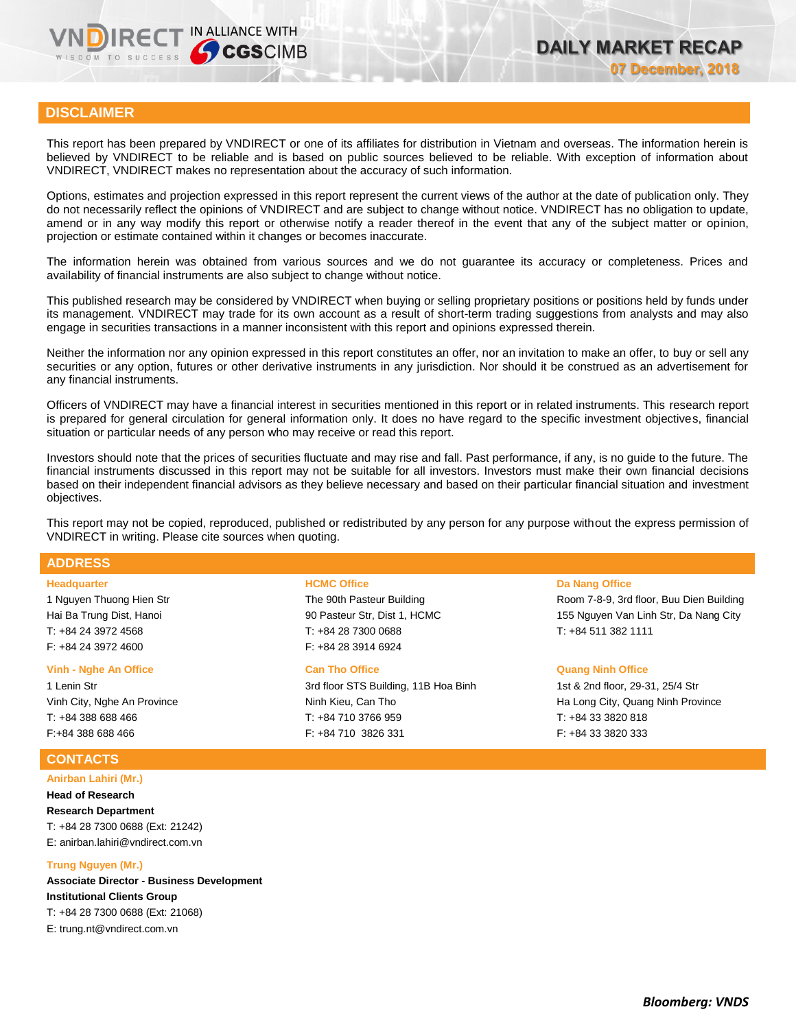## DISCLAIMER

This report has been prepared by VNDIRECT or one of its affiliates for distribution in Vietnam and overseas. The information herein is believed by VNDIRECT to be reliable and is based on public sources believed to be reliable. With exception of information about VNDIRECT, VNDIRECT makes no representation about the accuracy of such information.

Options, estimates and projection expressed in this report represent the current views of the author at the date of publication only. They do not necessarily reflect the opinions of VNDIRECT and are subject to change without notice. VNDIRECT has no obligation to update, amend or in any way modify this report or otherwise notify a reader thereof in the event that any of the subject matter or opinion, projection or estimate contained within it changes or becomes inaccurate.

The information herein was obtained from various sources and we do not guarantee its accuracy or completeness. Prices and availability of financial instruments are also subject to change without notice.

This published research may be considered by VNDIRECT when buying or selling proprietary positions or positions held by funds under its management. VNDIRECT may trade for its own account as a result of short-term trading suggestions from analysts and may also engage in securities transactions in a manner inconsistent with this report and opinions expressed therein.

Neither the information nor any opinion expressed in this report constitutes an offer, nor an invitation to make an offer, to buy or sell any securities or any option, futures or other derivative instruments in any jurisdiction. Nor should it be construed as an advertisement for any financial instruments.

Officers of VNDIRECT may have a financial interest in securities mentioned in this report or in related instruments. This research report is prepared for general circulation for general information only. It does no have regard to the specific investment objectives, financial situation or particular needs of any person who may receive or read this report.

Investors should note that the prices of securities fluctuate and may rise and fall. Past performance, if any, is no guide to the future. The financial instruments discussed in this report may not be suitable for all investors. Investors must make their own financial decisions based on their independent financial advisors as they believe necessary and based on their particular financial situation and investment objectives.

This report may not be copied, reproduced, published or redistributed by any person for any purpose without the express permission of VNDIRECT in writing. Please cite sources when quoting.

## ADDRESS

**Headquarter**
1 Nguyen Thuong Hien Str
Hai Ba Trung Dist, Hanoi
T: +84 24 3972 4568
F: +84 24 3972 4600

**HCMC Office**
The 90th Pasteur Building
90 Pasteur Str, Dist 1, HCMC
T: +84 28 7300 0688
F: +84 28 3914 6924

**Da Nang Office**
Room 7-8-9, 3rd floor, Buu Dien Building
155 Nguyen Van Linh Str, Da Nang City
T: +84 511 382 1111

**Vinh - Nghe An Office**
1 Lenin Str
Vinh City, Nghe An Province
T: +84 388 688 466
F:+84 388 688 466

**Can Tho Office**
3rd floor STS Building, 11B Hoa Binh
Ninh Kieu, Can Tho
T: +84 710 3766 959
F: +84 710 3826 331

**Quang Ninh Office**
1st & 2nd floor, 29-31, 25/4 Str
Ha Long City, Quang Ninh Province
T: +84 33 3820 818
F: +84 33 3820 333

## CONTACTS

**Anirban Lahiri (Mr.)**
**Head of Research**
**Research Department**
T: +84 28 7300 0688 (Ext: 21242)
E: anirban.lahiri@vndirect.com.vn

**Trung Nguyen (Mr.)**
**Associate Director - Business Development**
**Institutional Clients Group**
T: +84 28 7300 0688 (Ext: 21068)
E: trung.nt@vndirect.com.vn

***Bloomberg: VNDS***